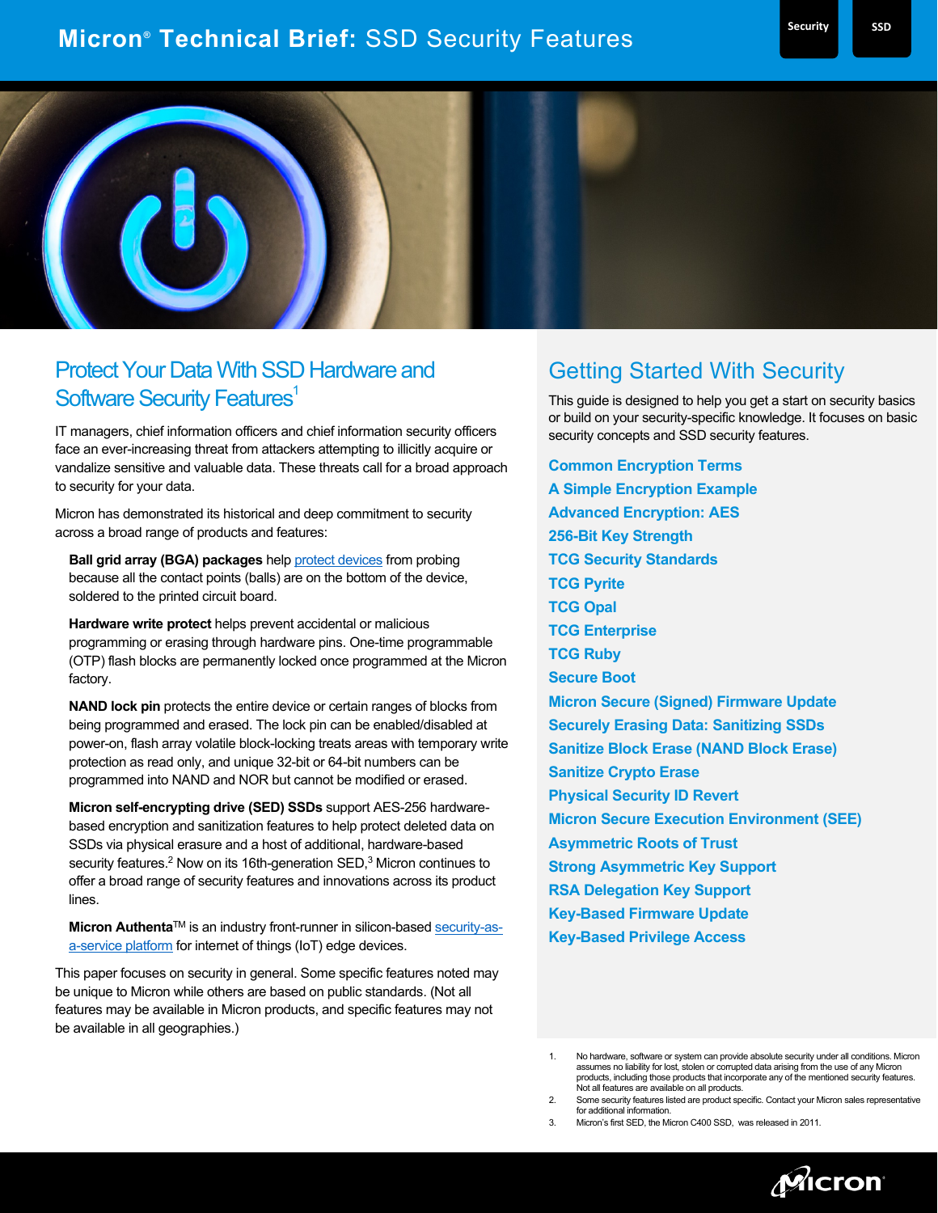# Micron® Technical Brief: SSD Security Features

Security | SSD

## Protect Your Data With SSD Hardware and Software Security Features[1]

IT managers, chief information officers and chief information security officers face an ever-increasing threat from attackers attempting to illicitly acquire or vandalize sensitive and valuable data. These threats call for a broad approach to security for your data.

Micron has demonstrated its historical and deep commitment to security across a broad range of products and features:

**Ball grid array (BGA) packages** help protect devices from probing because all the contact points (balls) are on the bottom of the device, soldered to the printed circuit board.

**Hardware write protect** helps prevent accidental or malicious programming or erasing through hardware pins. One-time programmable (OTP) flash blocks are permanently locked once programmed at the Micron factory.

**NAND lock pin** protects the entire device or certain ranges of blocks from being programmed and erased. The lock pin can be enabled/disabled at power-on, flash array volatile block-locking treats areas with temporary write protection as read only, and unique 32-bit or 64-bit numbers can be programmed into NAND and NOR but cannot be modified or erased.

**Micron self-encrypting drive (SED) SSDs** support AES-256 hardware-based encryption and sanitization features to help protect deleted data on SSDs via physical erasure and a host of additional, hardware-based security features.[2] Now on its 16th-generation SED,[3] Micron continues to offer a broad range of security features and innovations across its product lines.

**Micron Authenta**™ is an industry front-runner in silicon-based security-as-a-service platform for internet of things (IoT) edge devices.

This paper focuses on security in general. Some specific features noted may be unique to Micron while others are based on public standards. (Not all features may be available in Micron products, and specific features may not be available in all geographies.)

## Getting Started With Security

This guide is designed to help you get a start on security basics or build on your security-specific knowledge. It focuses on basic security concepts and SSD security features.

- **Common Encryption Terms**
- **A Simple Encryption Example**
- **Advanced Encryption: AES**
- **256-Bit Key Strength**
- **TCG Security Standards**
- **TCG Pyrite**
- **TCG Opal**
- **TCG Enterprise**
- **TCG Ruby**
- **Secure Boot**
- **Micron Secure (Signed) Firmware Update**
- **Securely Erasing Data: Sanitizing SSDs**
- **Sanitize Block Erase (NAND Block Erase)**
- **Sanitize Crypto Erase**
- **Physical Security ID Revert**
- **Micron Secure Execution Environment (SEE)**
- **Asymmetric Roots of Trust**
- **Strong Asymmetric Key Support**
- **RSA Delegation Key Support**
- **Key-Based Firmware Update**
- **Key-Based Privilege Access**

1. No hardware, software or system can provide absolute security under all conditions. Micron assumes no liability for lost, stolen or corrupted data arising from the use of any Micron products, including those products that incorporate any of the mentioned security features. Not all features are available on all products.
2. Some security features listed are product specific. Contact your Micron sales representative for additional information.
3. Micron's first SED, the Micron C400 SSD, was released in 2011.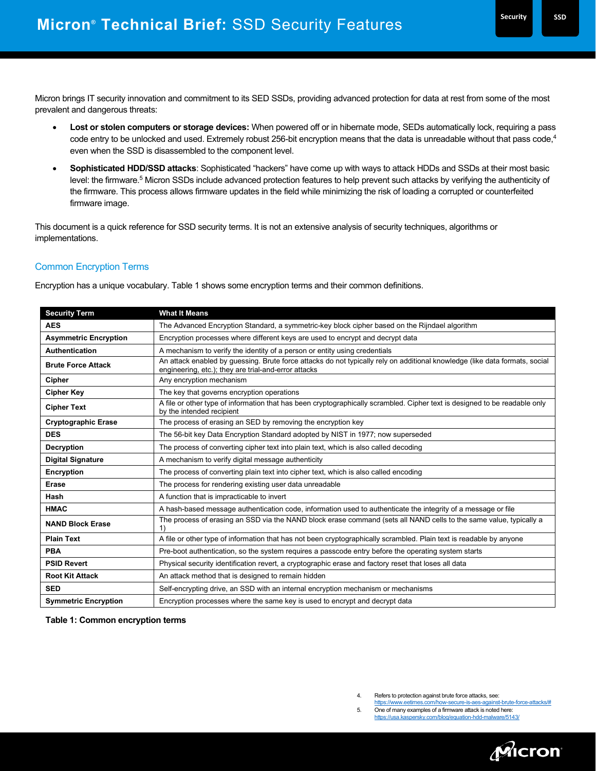Micron brings IT security innovation and commitment to its SED SSDs, providing advanced protection for data at rest from some of the most prevalent and dangerous threats:

- **Lost or stolen computers or storage devices:** When powered off or in hibernate mode, SEDs automatically lock, requiring a pass code entry to be unlocked and used. Extremely robust 256-bit encryption means that the data is unreadable without that pass code,[4] even when the SSD is disassembled to the component level.
- **Sophisticated HDD/SSD attacks**: Sophisticated "hackers" have come up with ways to attack HDDs and SSDs at their most basic level: the firmware.[5] Micron SSDs include advanced protection features to help prevent such attacks by verifying the authenticity of the firmware. This process allows firmware updates in the field while minimizing the risk of loading a corrupted or counterfeited firmware image.

This document is a quick reference for SSD security terms. It is not an extensive analysis of security techniques, algorithms or implementations.

## Common Encryption Terms

Encryption has a unique vocabulary. Table 1 shows some encryption terms and their common definitions.

| Security Term | What It Means |
|---|---|
| **AES** | The Advanced Encryption Standard, a symmetric-key block cipher based on the Rijndael algorithm |
| **Asymmetric Encryption** | Encryption processes where different keys are used to encrypt and decrypt data |
| **Authentication** | A mechanism to verify the identity of a person or entity using credentials |
| **Brute Force Attack** | An attack enabled by guessing. Brute force attacks do not typically rely on additional knowledge (like data formats, social engineering, etc.); they are trial-and-error attacks |
| **Cipher** | Any encryption mechanism |
| **Cipher Key** | The key that governs encryption operations |
| **Cipher Text** | A file or other type of information that has been cryptographically scrambled. Cipher text is designed to be readable only by the intended recipient |
| **Cryptographic Erase** | The process of erasing an SED by removing the encryption key |
| **DES** | The 56-bit key Data Encryption Standard adopted by NIST in 1977; now superseded |
| **Decryption** | The process of converting cipher text into plain text, which is also called decoding |
| **Digital Signature** | A mechanism to verify digital message authenticity |
| **Encryption** | The process of converting plain text into cipher text, which is also called encoding |
| **Erase** | The process for rendering existing user data unreadable |
| **Hash** | A function that is impracticable to invert |
| **HMAC** | A hash-based message authentication code, information used to authenticate the integrity of a message or file |
| **NAND Block Erase** | The process of erasing an SSD via the NAND block erase command (sets all NAND cells to the same value, typically a 1) |
| **Plain Text** | A file or other type of information that has not been cryptographically scrambled. Plain text is readable by anyone |
| **PBA** | Pre-boot authentication, so the system requires a passcode entry before the operating system starts |
| **PSID Revert** | Physical security identification revert, a cryptographic erase and factory reset that loses all data |
| **Root Kit Attack** | An attack method that is designed to remain hidden |
| **SED** | Self-encrypting drive, an SSD with an internal encryption mechanism or mechanisms |
| **Symmetric Encryption** | Encryption processes where the same key is used to encrypt and decrypt data |

**Table 1: Common encryption terms**

4. Refers to protection against brute force attacks, see: https://www.eetimes.com/how-secure-is-aes-against-brute-force-attacks/#
5. One of many examples of a firmware attack is noted here: https://usa.kaspersky.com/blog/equation-hdd-malware/5143/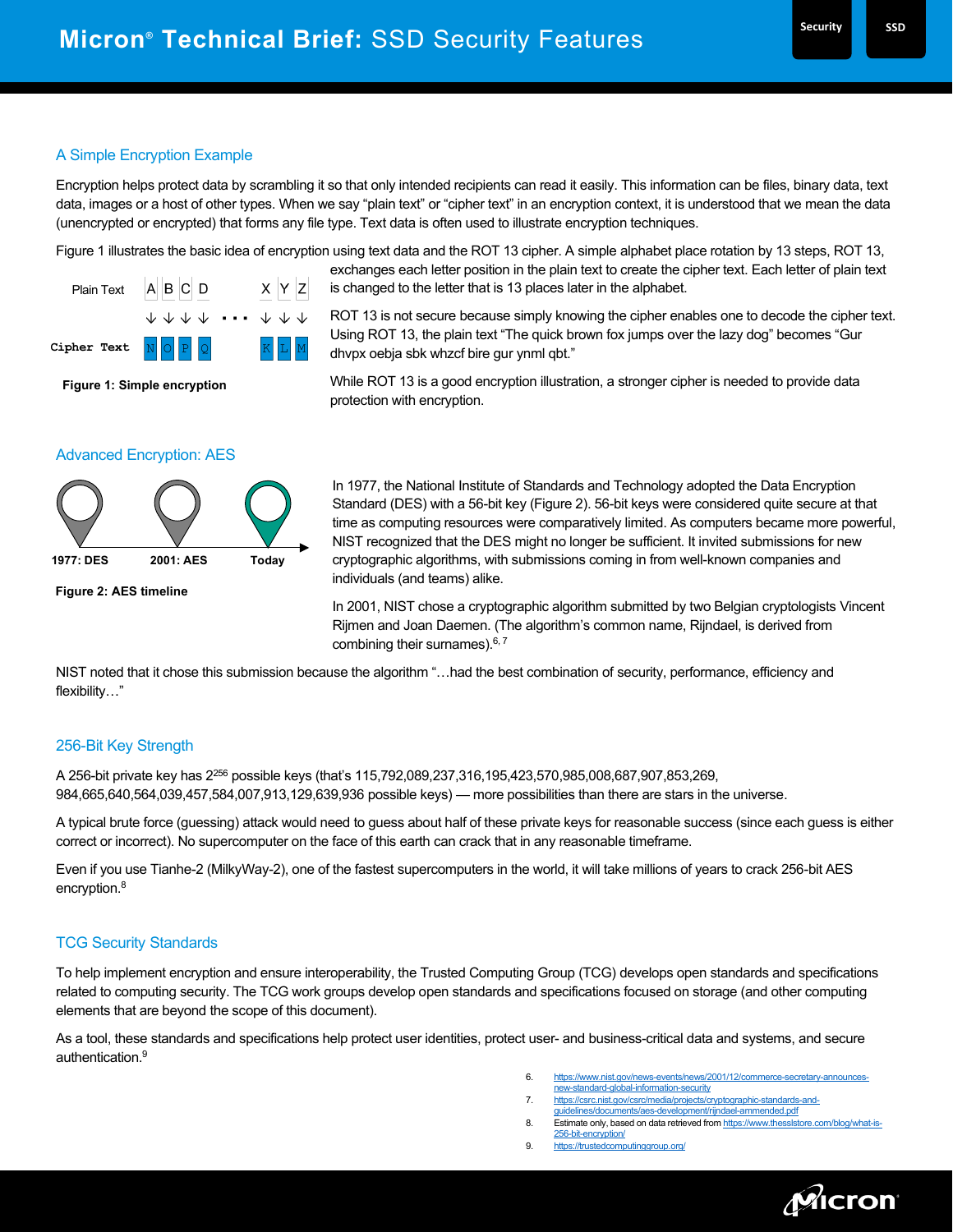## A Simple Encryption Example

Encryption helps protect data by scrambling it so that only intended recipients can read it easily. This information can be files, binary data, text data, images or a host of other types. When we say "plain text" or "cipher text" in an encryption context, it is understood that we mean the data (unencrypted or encrypted) that forms any file type. Text data is often used to illustrate encryption techniques.

Figure 1 illustrates the basic idea of encryption using text data and the ROT 13 cipher. A simple alphabet place rotation by 13 steps, ROT 13, exchanges each letter position in the plain text to create the cipher text. Each letter of plain text is changed to the letter that is 13 places later in the alphabet.

Plain Text A B C D ... X Y Z

Cipher Text N O P Q ... K L M

**Figure 1: Simple encryption**

ROT 13 is not secure because simply knowing the cipher enables one to decode the cipher text. Using ROT 13, the plain text "The quick brown fox jumps over the lazy dog" becomes "Gur dhvpx oebja sbk whzcf bire gur ynml qbt."

While ROT 13 is a good encryption illustration, a stronger cipher is needed to provide data protection with encryption.

## Advanced Encryption: AES

1977: DES

2001: AES

Today

**Figure 2: AES timeline**

In 1977, the National Institute of Standards and Technology adopted the Data Encryption Standard (DES) with a 56-bit key (Figure 2). 56-bit keys were considered quite secure at that time as computing resources were comparatively limited. As computers became more powerful, NIST recognized that the DES might no longer be sufficient. It invited submissions for new cryptographic algorithms, with submissions coming in from well-known companies and individuals (and teams) alike.

In 2001, NIST chose a cryptographic algorithm submitted by two Belgian cryptologists Vincent Rijmen and Joan Daemen. (The algorithm's common name, Rijndael, is derived from combining their surnames).[6, 7]

NIST noted that it chose this submission because the algorithm "…had the best combination of security, performance, efficiency and flexibility…"

## 256-Bit Key Strength

A 256-bit private key has $2^{256}$ possible keys (that's 115,792,089,237,316,195,423,570,985,008,687,907,853,269, 984,665,640,564,039,457,584,007,913,129,639,936 possible keys) — more possibilities than there are stars in the universe.

A typical brute force (guessing) attack would need to guess about half of these private keys for reasonable success (since each guess is either correct or incorrect). No supercomputer on the face of this earth can crack that in any reasonable timeframe.

Even if you use Tianhe-2 (MilkyWay-2), one of the fastest supercomputers in the world, it will take millions of years to crack 256-bit AES encryption.[8]

## TCG Security Standards

To help implement encryption and ensure interoperability, the Trusted Computing Group (TCG) develops open standards and specifications related to computing security. The TCG work groups develop open standards and specifications focused on storage (and other computing elements that are beyond the scope of this document).

As a tool, these standards and specifications help protect user identities, protect user- and business-critical data and systems, and secure authentication.[9]

6. https://www.nist.gov/news-events/news/2001/12/commerce-secretary-announces-new-standard-global-information-security
7. https://csrc.nist.gov/csrc/media/projects/cryptographic-standards-and-guidelines/documents/aes-development/rijndael-ammended.pdf
8. Estimate only, based on data retrieved from https://www.thesslstore.com/blog/what-is-256-bit-encryption/
9. https://trustedcomputinggroup.org/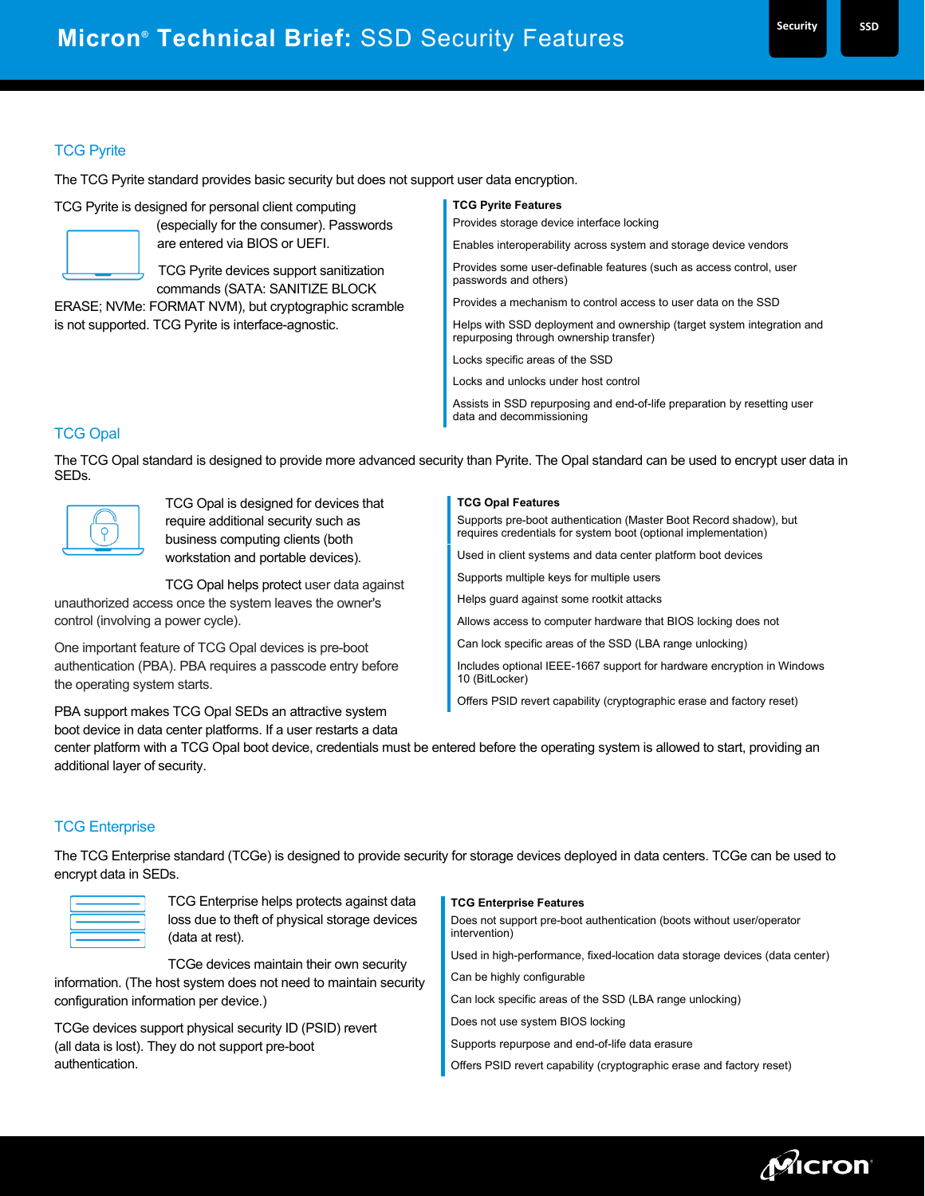## TCG Pyrite

The TCG Pyrite standard provides basic security but does not support user data encryption.

TCG Pyrite is designed for personal client computing (especially for the consumer). Passwords are entered via BIOS or UEFI.

TCG Pyrite devices support sanitization commands (SATA: SANITIZE BLOCK ERASE; NVMe: FORMAT NVM), but cryptographic scramble is not supported. TCG Pyrite is interface-agnostic.

**TCG Pyrite Features**

- Provides storage device interface locking
- Enables interoperability across system and storage device vendors
- Provides some user-definable features (such as access control, user passwords and others)
- Provides a mechanism to control access to user data on the SSD
- Helps with SSD deployment and ownership (target system integration and repurposing through ownership transfer)
- Locks specific areas of the SSD
- Locks and unlocks under host control
- Assists in SSD repurposing and end-of-life preparation by resetting user data and decommissioning

## TCG Opal

The TCG Opal standard is designed to provide more advanced security than Pyrite. The Opal standard can be used to encrypt user data in SEDs.

TCG Opal is designed for devices that require additional security such as business computing clients (both workstation and portable devices).

TCG Opal helps protect user data against unauthorized access once the system leaves the owner's control (involving a power cycle).

One important feature of TCG Opal devices is pre-boot authentication (PBA). PBA requires a passcode entry before the operating system starts.

PBA support makes TCG Opal SEDs an attractive system boot device in data center platforms. If a user restarts a data center platform with a TCG Opal boot device, credentials must be entered before the operating system is allowed to start, providing an additional layer of security.

**TCG Opal Features**

- Supports pre-boot authentication (Master Boot Record shadow), but requires credentials for system boot (optional implementation)
- Used in client systems and data center platform boot devices
- Supports multiple keys for multiple users
- Helps guard against some rootkit attacks
- Allows access to computer hardware that BIOS locking does not
- Can lock specific areas of the SSD (LBA range unlocking)
- Includes optional IEEE-1667 support for hardware encryption in Windows 10 (BitLocker)
- Offers PSID revert capability (cryptographic erase and factory reset)

## TCG Enterprise

The TCG Enterprise standard (TCGe) is designed to provide security for storage devices deployed in data centers. TCGe can be used to encrypt data in SEDs.

TCG Enterprise helps protects against data loss due to theft of physical storage devices (data at rest).

TCGe devices maintain their own security information. (The host system does not need to maintain security configuration information per device.)

TCGe devices support physical security ID (PSID) revert (all data is lost). They do not support pre-boot authentication.

**TCG Enterprise Features**

- Does not support pre-boot authentication (boots without user/operator intervention)
- Used in high-performance, fixed-location data storage devices (data center)
- Can be highly configurable
- Can lock specific areas of the SSD (LBA range unlocking)
- Does not use system BIOS locking
- Supports repurpose and end-of-life data erasure
- Offers PSID revert capability (cryptographic erase and factory reset)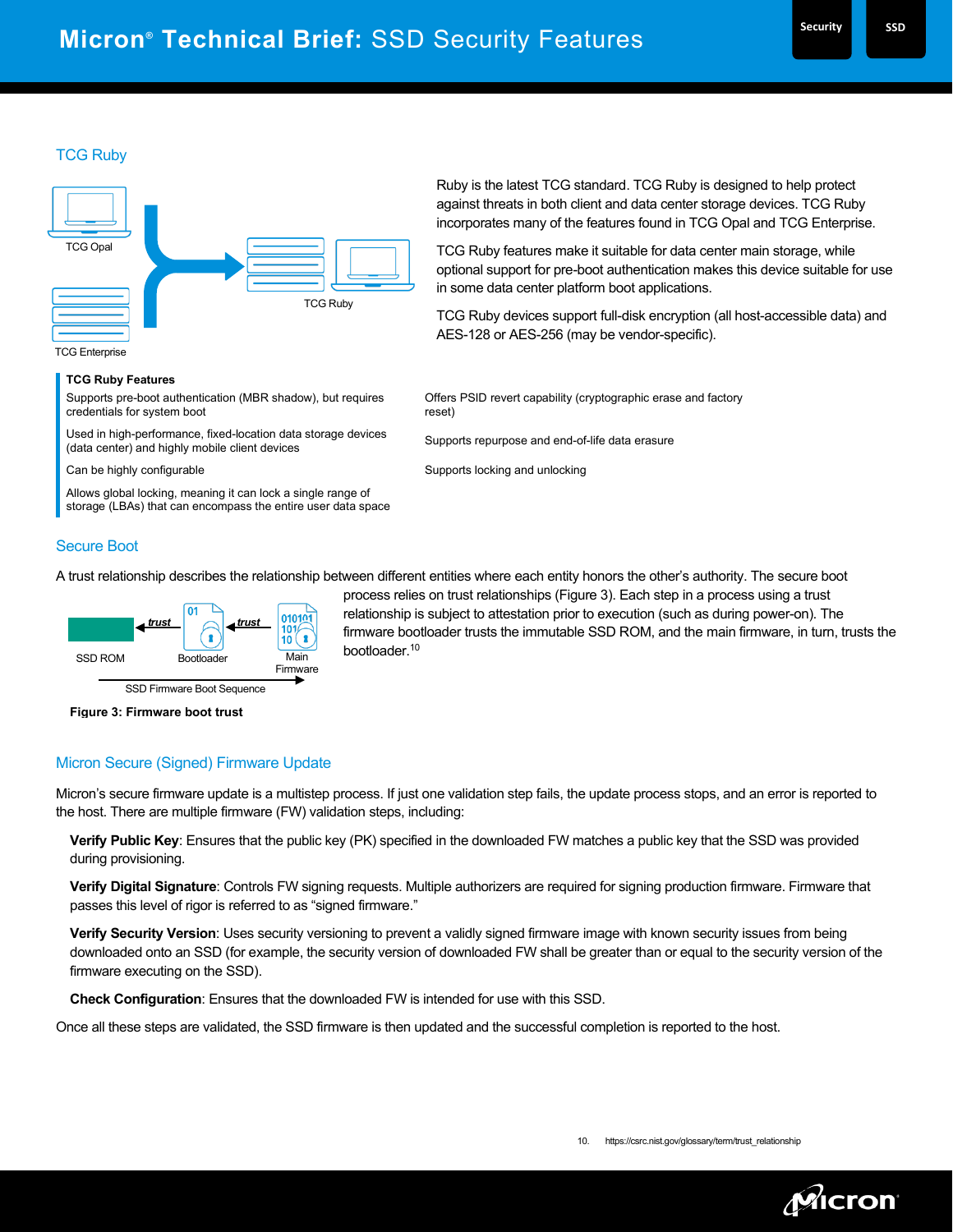## TCG Ruby

Ruby is the latest TCG standard. TCG Ruby is designed to help protect against threats in both client and data center storage devices. TCG Ruby incorporates many of the features found in TCG Opal and TCG Enterprise.

TCG Ruby features make it suitable for data center main storage, while optional support for pre-boot authentication makes this device suitable for use in some data center platform boot applications.

TCG Ruby devices support full-disk encryption (all host-accessible data) and AES-128 or AES-256 (may be vendor-specific).

**TCG Ruby Features**

Supports pre-boot authentication (MBR shadow), but requires credentials for system boot

Used in high-performance, fixed-location data storage devices (data center) and highly mobile client devices

Can be highly configurable

Allows global locking, meaning it can lock a single range of storage (LBAs) that can encompass the entire user data space

Offers PSID revert capability (cryptographic erase and factory reset)

Supports repurpose and end-of-life data erasure

Supports locking and unlocking

## Secure Boot

A trust relationship describes the relationship between different entities where each entity honors the other's authority. The secure boot process relies on trust relationships (Figure 3). Each step in a process using a trust relationship is subject to attestation prior to execution (such as during power-on). The firmware bootloader trusts the immutable SSD ROM, and the main firmware, in turn, trusts the bootloader.[10]

**Figure 3: Firmware boot trust**

## Micron Secure (Signed) Firmware Update

Micron's secure firmware update is a multistep process. If just one validation step fails, the update process stops, and an error is reported to the host. There are multiple firmware (FW) validation steps, including:

**Verify Public Key**: Ensures that the public key (PK) specified in the downloaded FW matches a public key that the SSD was provided during provisioning.

**Verify Digital Signature**: Controls FW signing requests. Multiple authorizers are required for signing production firmware. Firmware that passes this level of rigor is referred to as "signed firmware."

**Verify Security Version**: Uses security versioning to prevent a validly signed firmware image with known security issues from being downloaded onto an SSD (for example, the security version of downloaded FW shall be greater than or equal to the security version of the firmware executing on the SSD).

**Check Configuration**: Ensures that the downloaded FW is intended for use with this SSD.

Once all these steps are validated, the SSD firmware is then updated and the successful completion is reported to the host.

10. https://csrc.nist.gov/glossary/term/trust_relationship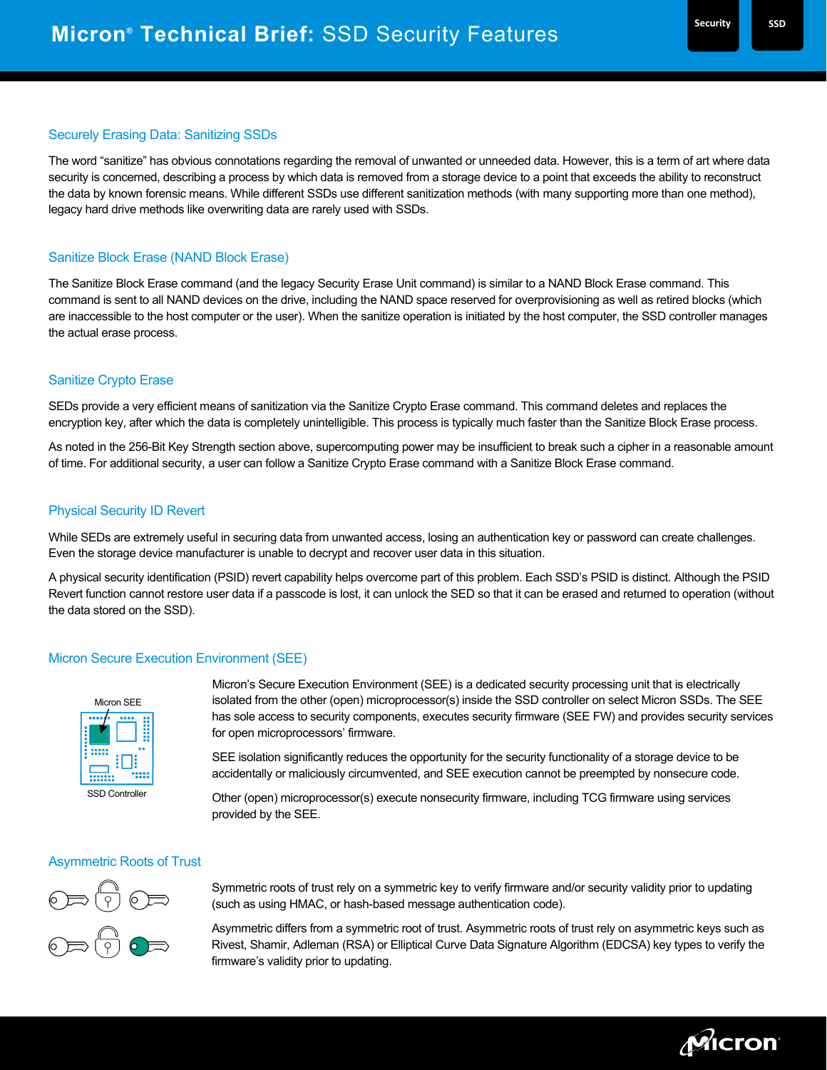## Securely Erasing Data: Sanitizing SSDs

The word “sanitize” has obvious connotations regarding the removal of unwanted or unneeded data. However, this is a term of art where data security is concerned, describing a process by which data is removed from a storage device to a point that exceeds the ability to reconstruct the data by known forensic means. While different SSDs use different sanitization methods (with many supporting more than one method), legacy hard drive methods like overwriting data are rarely used with SSDs.

## Sanitize Block Erase (NAND Block Erase)

The Sanitize Block Erase command (and the legacy Security Erase Unit command) is similar to a NAND Block Erase command. This command is sent to all NAND devices on the drive, including the NAND space reserved for overprovisioning as well as retired blocks (which are inaccessible to the host computer or the user). When the sanitize operation is initiated by the host computer, the SSD controller manages the actual erase process.

## Sanitize Crypto Erase

SEDs provide a very efficient means of sanitization via the Sanitize Crypto Erase command. This command deletes and replaces the encryption key, after which the data is completely unintelligible. This process is typically much faster than the Sanitize Block Erase process.

As noted in the 256-Bit Key Strength section above, supercomputing power may be insufficient to break such a cipher in a reasonable amount of time. For additional security, a user can follow a Sanitize Crypto Erase command with a Sanitize Block Erase command.

## Physical Security ID Revert

While SEDs are extremely useful in securing data from unwanted access, losing an authentication key or password can create challenges. Even the storage device manufacturer is unable to decrypt and recover user data in this situation.

A physical security identification (PSID) revert capability helps overcome part of this problem. Each SSD’s PSID is distinct. Although the PSID Revert function cannot restore user data if a passcode is lost, it can unlock the SED so that it can be erased and returned to operation (without the data stored on the SSD).

## Micron Secure Execution Environment (SEE)

Micron SEE

SSD Controller

Micron’s Secure Execution Environment (SEE) is a dedicated security processing unit that is electrically isolated from the other (open) microprocessor(s) inside the SSD controller on select Micron SSDs. The SEE has sole access to security components, executes security firmware (SEE FW) and provides security services for open microprocessors’ firmware.

SEE isolation significantly reduces the opportunity for the security functionality of a storage device to be accidentally or maliciously circumvented, and SEE execution cannot be preempted by nonsecure code.

Other (open) microprocessor(s) execute nonsecurity firmware, including TCG firmware using services provided by the SEE.

## Asymmetric Roots of Trust

Symmetric roots of trust rely on a symmetric key to verify firmware and/or security validity prior to updating (such as using HMAC, or hash-based message authentication code).

Asymmetric differs from a symmetric root of trust. Asymmetric roots of trust rely on asymmetric keys such as Rivest, Shamir, Adleman (RSA) or Elliptical Curve Data Signature Algorithm (EDCSA) key types to verify the firmware’s validity prior to updating.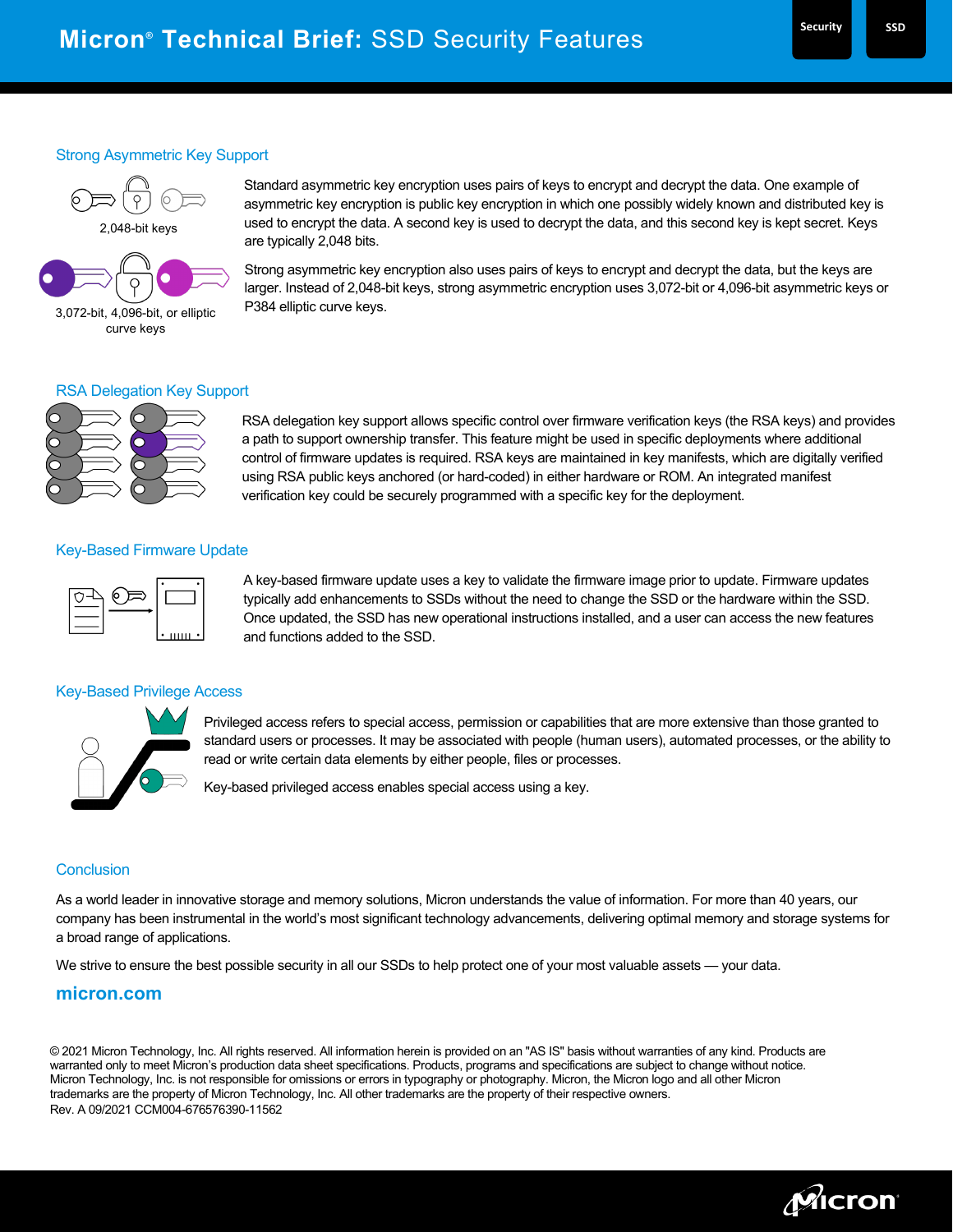## Strong Asymmetric Key Support

2,048-bit keys

3,072-bit, 4,096-bit, or elliptic curve keys

Standard asymmetric key encryption uses pairs of keys to encrypt and decrypt the data. One example of asymmetric key encryption is public key encryption in which one possibly widely known and distributed key is used to encrypt the data. A second key is used to decrypt the data, and this second key is kept secret. Keys are typically 2,048 bits.

Strong asymmetric key encryption also uses pairs of keys to encrypt and decrypt the data, but the keys are larger. Instead of 2,048-bit keys, strong asymmetric encryption uses 3,072-bit or 4,096-bit asymmetric keys or P384 elliptic curve keys.

## RSA Delegation Key Support

RSA delegation key support allows specific control over firmware verification keys (the RSA keys) and provides a path to support ownership transfer. This feature might be used in specific deployments where additional control of firmware updates is required. RSA keys are maintained in key manifests, which are digitally verified using RSA public keys anchored (or hard-coded) in either hardware or ROM. An integrated manifest verification key could be securely programmed with a specific key for the deployment.

## Key-Based Firmware Update

A key-based firmware update uses a key to validate the firmware image prior to update. Firmware updates typically add enhancements to SSDs without the need to change the SSD or the hardware within the SSD. Once updated, the SSD has new operational instructions installed, and a user can access the new features and functions added to the SSD.

## Key-Based Privilege Access

Privileged access refers to special access, permission or capabilities that are more extensive than those granted to standard users or processes. It may be associated with people (human users), automated processes, or the ability to read or write certain data elements by either people, files or processes.

Key-based privileged access enables special access using a key.

## Conclusion

As a world leader in innovative storage and memory solutions, Micron understands the value of information. For more than 40 years, our company has been instrumental in the world's most significant technology advancements, delivering optimal memory and storage systems for a broad range of applications.

We strive to ensure the best possible security in all our SSDs to help protect one of your most valuable assets — your data.

**micron.com**

© 2021 Micron Technology, Inc. All rights reserved. All information herein is provided on an "AS IS" basis without warranties of any kind. Products are warranted only to meet Micron's production data sheet specifications. Products, programs and specifications are subject to change without notice. Micron Technology, Inc. is not responsible for omissions or errors in typography or photography. Micron, the Micron logo and all other Micron trademarks are the property of Micron Technology, Inc. All other trademarks are the property of their respective owners.
Rev. A 09/2021 CCM004-676576390-11562